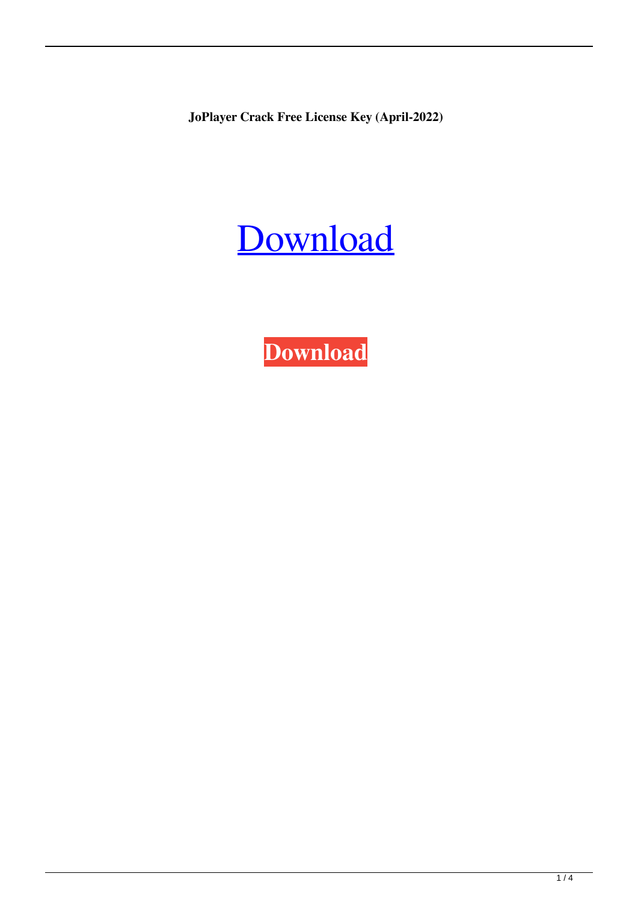**JoPlayer Crack Free License Key (April-2022)**

Download

**Download**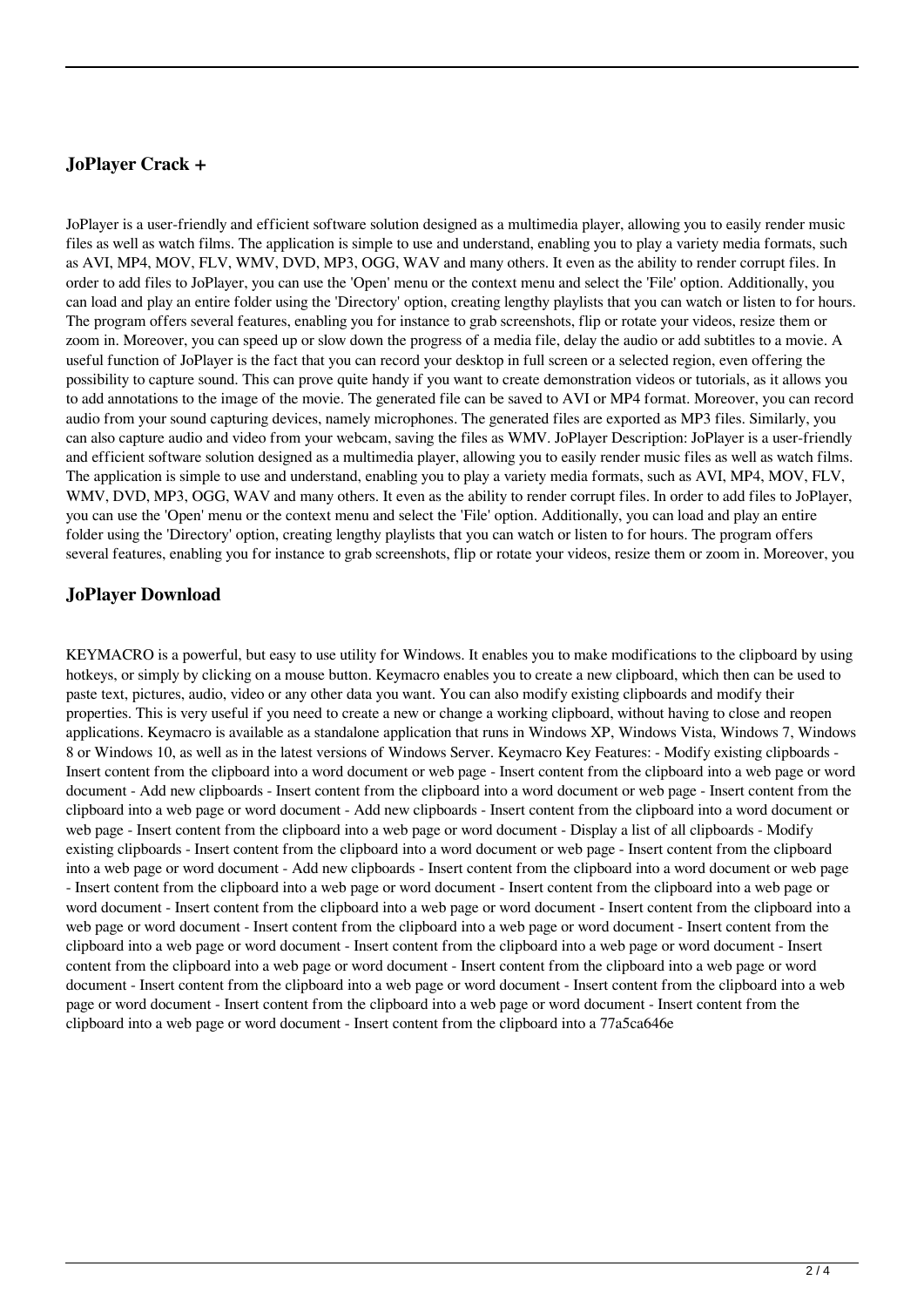## JoPlayer Crack +

JoPlayer is a user-friendly and efficient software solution designed as a multimedia player, allowing you to easily render music files as well as watch films. The application is simple to use and understand, enabling you to play a variety media formats, such as AVI, MP4, MOV, FLV, WMV, DVD, MP3, OGG, WAV and many others. It even as the ability to render corrupt files. In order to add files to JoPlayer, you can use the 'Open' menu or the context menu and select the 'File' option. Additionally, you can load and play an entire folder using the 'Directory' option, creating lengthy playlists that you can watch or listen to for hours. The program offers several features, enabling you for instance to grab screenshots, flip or rotate your videos, resize them or zoom in. Moreover, you can speed up or slow down the progress of a media file, delay the audio or add subtitles to a movie. A useful function of JoPlayer is the fact that you can record your desktop in full screen or a selected region, even offering the possibility to capture sound. This can prove quite handy if you want to create demonstration videos or tutorials, as it allows you to add annotations to the image of the movie. The generated file can be saved to AVI or MP4 format. Moreover, you can record audio from your sound capturing devices, namely microphones. The generated files are exported as MP3 files. Similarly, you can also capture audio and video from your webcam, saving the files as WMV. JoPlayer Description: JoPlayer is a user-friendly and efficient software solution designed as a multimedia player, allowing you to easily render music files as well as watch films. The application is simple to use and understand, enabling you to play a variety media formats, such as AVI, MP4, MOV, FLV, WMV, DVD, MP3, OGG, WAV and many others. It even as the ability to render corrupt files. In order to add files to JoPlayer, you can use the 'Open' menu or the context menu and select the 'File' option. Additionally, you can load and play an entire folder using the 'Directory' option, creating lengthy playlists that you can watch or listen to for hours. The program offers several features, enabling you for instance to grab screenshots, flip or rotate your videos, resize them or zoom in. Moreover, you

## JoPlayer Download

KEYMACRO is a powerful, but easy to use utility for Windows. It enables you to make modifications to the clipboard by using hotkeys, or simply by clicking on a mouse button. Keymacro enables you to create a new clipboard, which then can be used to paste text, pictures, audio, video or any other data you want. You can also modify existing clipboards and modify their properties. This is very useful if you need to create a new or change a working clipboard, without having to close and reopen applications. Keymacro is available as a standalone application that runs in Windows XP, Windows Vista, Windows 7, Windows 8 or Windows 10, as well as in the latest versions of Windows Server. Keymacro Key Features: - Modify existing clipboards - Insert content from the clipboard into a word document or web page - Insert content from the clipboard into a web page or word document - Add new clipboards - Insert content from the clipboard into a word document or web page - Insert content from the clipboard into a web page or word document - Add new clipboards - Insert content from the clipboard into a word document or web page - Insert content from the clipboard into a web page or word document - Display a list of all clipboards - Modify existing clipboards - Insert content from the clipboard into a word document or web page - Insert content from the clipboard into a web page or word document - Add new clipboards - Insert content from the clipboard into a word document or web page - Insert content from the clipboard into a web page or word document - Insert content from the clipboard into a web page or word document - Insert content from the clipboard into a web page or word document - Insert content from the clipboard into a web page or word document - Insert content from the clipboard into a web page or word document - Insert content from the clipboard into a web page or word document - Insert content from the clipboard into a web page or word document - Insert content from the clipboard into a web page or word document - Insert content from the clipboard into a web page or word document - Insert content from the clipboard into a web page or word document - Insert content from the clipboard into a web page or word document - Insert content from the clipboard into a web page or word document - Insert content from the clipboard into a 77a5ca646e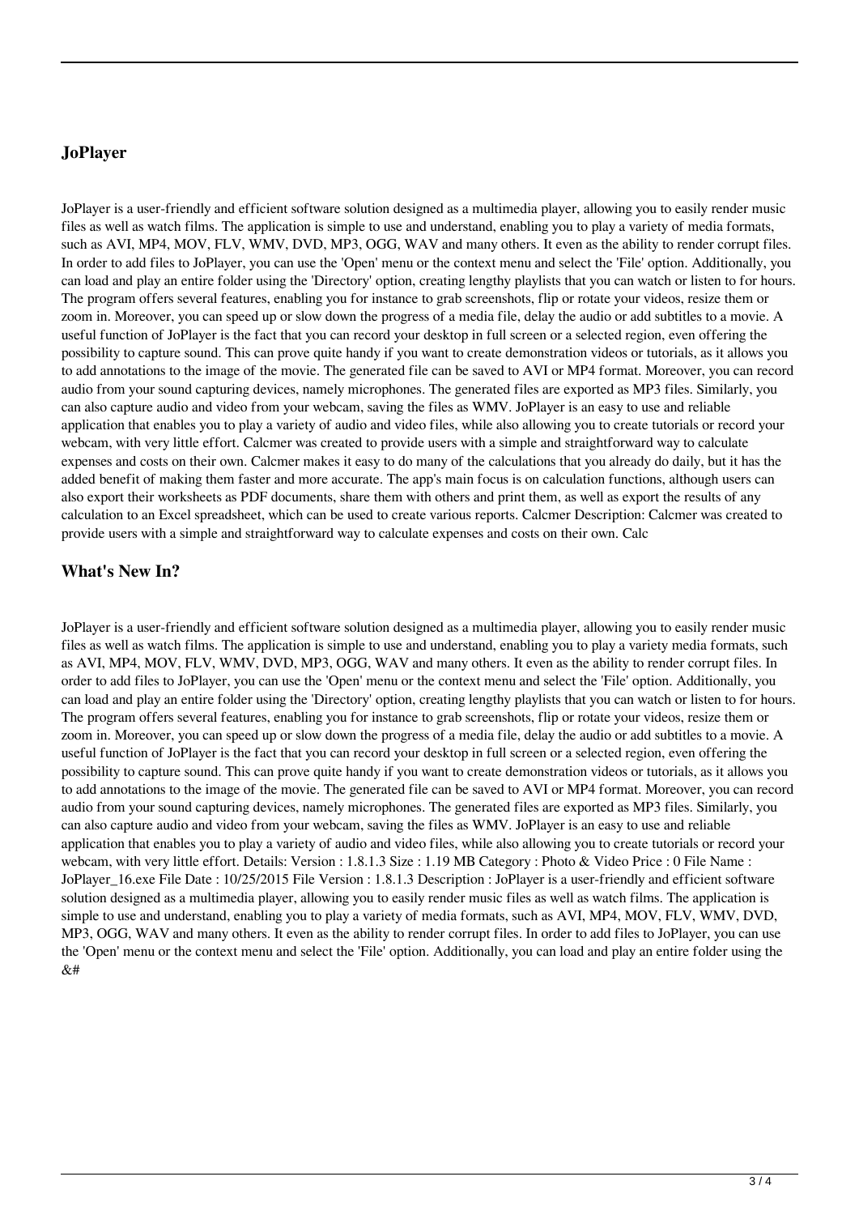## JoPlayer

JoPlayer is a user-friendly and efficient software solution designed as a multimedia player, allowing you to easily render music files as well as watch films. The application is simple to use and understand, enabling you to play a variety of media formats, such as AVI, MP4, MOV, FLV, WMV, DVD, MP3, OGG, WAV and many others. It even as the ability to render corrupt files. In order to add files to JoPlayer, you can use the 'Open' menu or the context menu and select the 'File' option. Additionally, you can load and play an entire folder using the 'Directory' option, creating lengthy playlists that you can watch or listen to for hours. The program offers several features, enabling you for instance to grab screenshots, flip or rotate your videos, resize them or zoom in. Moreover, you can speed up or slow down the progress of a media file, delay the audio or add subtitles to a movie. A useful function of JoPlayer is the fact that you can record your desktop in full screen or a selected region, even offering the possibility to capture sound. This can prove quite handy if you want to create demonstration videos or tutorials, as it allows you to add annotations to the image of the movie. The generated file can be saved to AVI or MP4 format. Moreover, you can record audio from your sound capturing devices, namely microphones. The generated files are exported as MP3 files. Similarly, you can also capture audio and video from your webcam, saving the files as WMV. JoPlayer is an easy to use and reliable application that enables you to play a variety of audio and video files, while also allowing you to create tutorials or record your webcam, with very little effort. Calcmer was created to provide users with a simple and straightforward way to calculate expenses and costs on their own. Calcmer makes it easy to do many of the calculations that you already do daily, but it has the added benefit of making them faster and more accurate. The app's main focus is on calculation functions, although users can also export their worksheets as PDF documents, share them with others and print them, as well as export the results of any calculation to an Excel spreadsheet, which can be used to create various reports. Calcmer Description: Calcmer was created to provide users with a simple and straightforward way to calculate expenses and costs on their own. Calc

## What's New In?

JoPlayer is a user-friendly and efficient software solution designed as a multimedia player, allowing you to easily render music files as well as watch films. The application is simple to use and understand, enabling you to play a variety media formats, such as AVI, MP4, MOV, FLV, WMV, DVD, MP3, OGG, WAV and many others. It even as the ability to render corrupt files. In order to add files to JoPlayer, you can use the 'Open' menu or the context menu and select the 'File' option. Additionally, you can load and play an entire folder using the 'Directory' option, creating lengthy playlists that you can watch or listen to for hours. The program offers several features, enabling you for instance to grab screenshots, flip or rotate your videos, resize them or zoom in. Moreover, you can speed up or slow down the progress of a media file, delay the audio or add subtitles to a movie. A useful function of JoPlayer is the fact that you can record your desktop in full screen or a selected region, even offering the possibility to capture sound. This can prove quite handy if you want to create demonstration videos or tutorials, as it allows you to add annotations to the image of the movie. The generated file can be saved to AVI or MP4 format. Moreover, you can record audio from your sound capturing devices, namely microphones. The generated files are exported as MP3 files. Similarly, you can also capture audio and video from your webcam, saving the files as WMV. JoPlayer is an easy to use and reliable application that enables you to play a variety of audio and video files, while also allowing you to create tutorials or record your webcam, with very little effort. Details: Version : 1.8.1.3 Size : 1.19 MB Category : Photo & Video Price : 0 File Name : JoPlayer_16.exe File Date : 10/25/2015 File Version : 1.8.1.3 Description : JoPlayer is a user-friendly and efficient software solution designed as a multimedia player, allowing you to easily render music files as well as watch films. The application is simple to use and understand, enabling you to play a variety of media formats, such as AVI, MP4, MOV, FLV, WMV, DVD, MP3, OGG, WAV and many others. It even as the ability to render corrupt files. In order to add files to JoPlayer, you can use the 'Open' menu or the context menu and select the 'File' option. Additionally, you can load and play an entire folder using the &#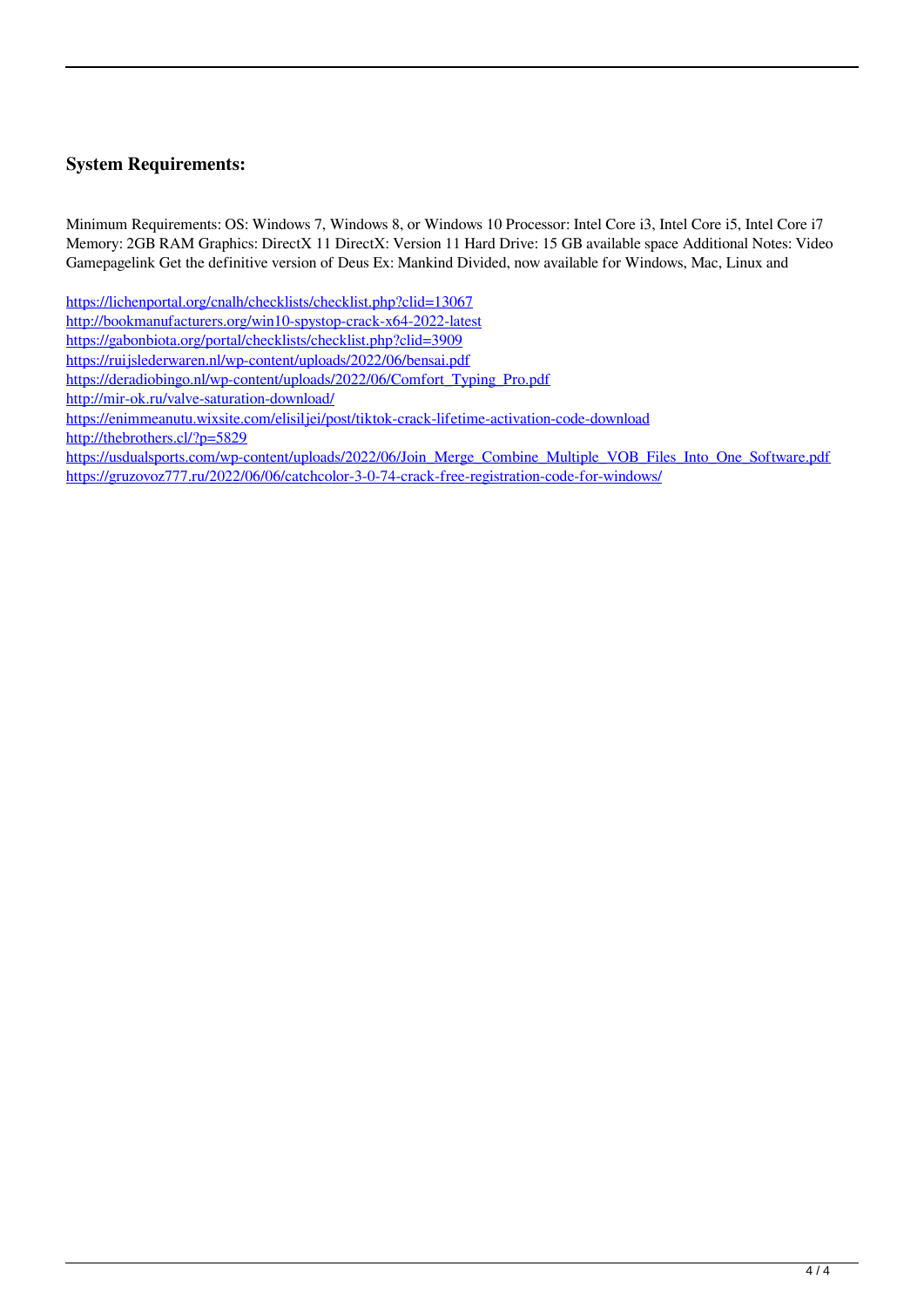### System Requirements:

Minimum Requirements: OS: Windows 7, Windows 8, or Windows 10 Processor: Intel Core i3, Intel Core i5, Intel Core i7 Memory: 2GB RAM Graphics: DirectX 11 DirectX: Version 11 Hard Drive: 15 GB available space Additional Notes: Video Gamepagelink Get the definitive version of Deus Ex: Mankind Divided, now available for Windows, Mac, Linux and

https://lichenportal.org/cnalh/checklists/checklist.php?clid=13067
http://bookmanufacturers.org/win10-spystop-crack-x64-2022-latest
https://gabonbiota.org/portal/checklists/checklist.php?clid=3909
https://ruijslederwaren.nl/wp-content/uploads/2022/06/bensai.pdf
https://deradiobingo.nl/wp-content/uploads/2022/06/Comfort_Typing_Pro.pdf
http://mir-ok.ru/valve-saturation-download/
https://enimmeanutu.wixsite.com/elisiljei/post/tiktok-crack-lifetime-activation-code-download
http://thebrothers.cl/?p=5829
https://usdualsports.com/wp-content/uploads/2022/06/Join_Merge_Combine_Multiple_VOB_Files_Into_One_Software.pdf
https://gruzovoz777.ru/2022/06/06/catchcolor-3-0-74-crack-free-registration-code-for-windows/